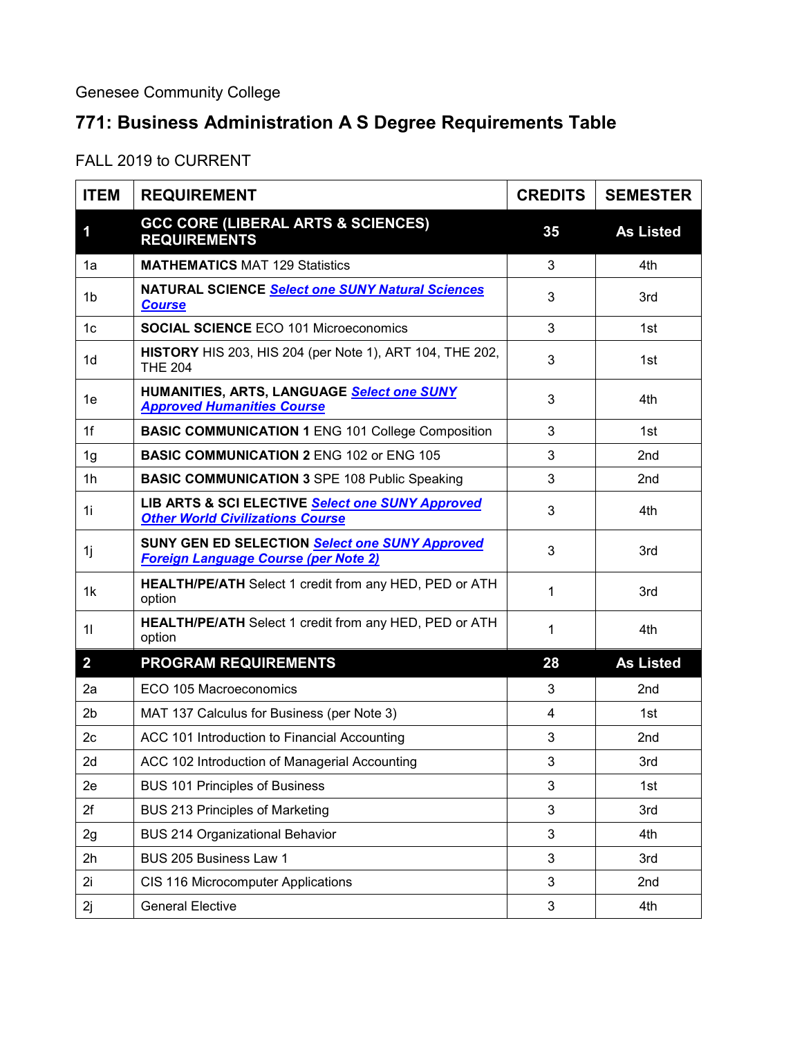Genesee Community College

# 771: Business Administration A S Degree Requirements Table

FALL 2019 to CURRENT

| ITEM | REQUIREMENT | CREDITS | SEMESTER |
|---|---|---|---|
| **1** | **GCC CORE (LIBERAL ARTS & SCIENCES) REQUIREMENTS** | **35** | **As Listed** |
| 1a | **MATHEMATICS** MAT 129 Statistics | 3 | 4th |
| 1b | **NATURAL SCIENCE** ***Select one SUNY Natural Sciences Course*** | 3 | 3rd |
| 1c | **SOCIAL SCIENCE** ECO 101 Microeconomics | 3 | 1st |
| 1d | **HISTORY** HIS 203, HIS 204 (per Note 1), ART 104, THE 202, THE 204 | 3 | 1st |
| 1e | **HUMANITIES, ARTS, LANGUAGE** ***Select one SUNY Approved Humanities Course*** | 3 | 4th |
| 1f | **BASIC COMMUNICATION 1** ENG 101 College Composition | 3 | 1st |
| 1g | **BASIC COMMUNICATION 2** ENG 102 or ENG 105 | 3 | 2nd |
| 1h | **BASIC COMMUNICATION 3** SPE 108 Public Speaking | 3 | 2nd |
| 1i | **LIB ARTS & SCI ELECTIVE** ***Select one SUNY Approved Other World Civilizations Course*** | 3 | 4th |
| 1j | **SUNY GEN ED SELECTION** ***Select one SUNY Approved Foreign Language Course (per Note 2)*** | 3 | 3rd |
| 1k | **HEALTH/PE/ATH** Select 1 credit from any HED, PED or ATH option | 1 | 3rd |
| 1l | **HEALTH/PE/ATH** Select 1 credit from any HED, PED or ATH option | 1 | 4th |
| **2** | **PROGRAM REQUIREMENTS** | **28** | **As Listed** |
| 2a | ECO 105 Macroeconomics | 3 | 2nd |
| 2b | MAT 137 Calculus for Business (per Note 3) | 4 | 1st |
| 2c | ACC 101 Introduction to Financial Accounting | 3 | 2nd |
| 2d | ACC 102 Introduction of Managerial Accounting | 3 | 3rd |
| 2e | BUS 101 Principles of Business | 3 | 1st |
| 2f | BUS 213 Principles of Marketing | 3 | 3rd |
| 2g | BUS 214 Organizational Behavior | 3 | 4th |
| 2h | BUS 205 Business Law 1 | 3 | 3rd |
| 2i | CIS 116 Microcomputer Applications | 3 | 2nd |
| 2j | General Elective | 3 | 4th |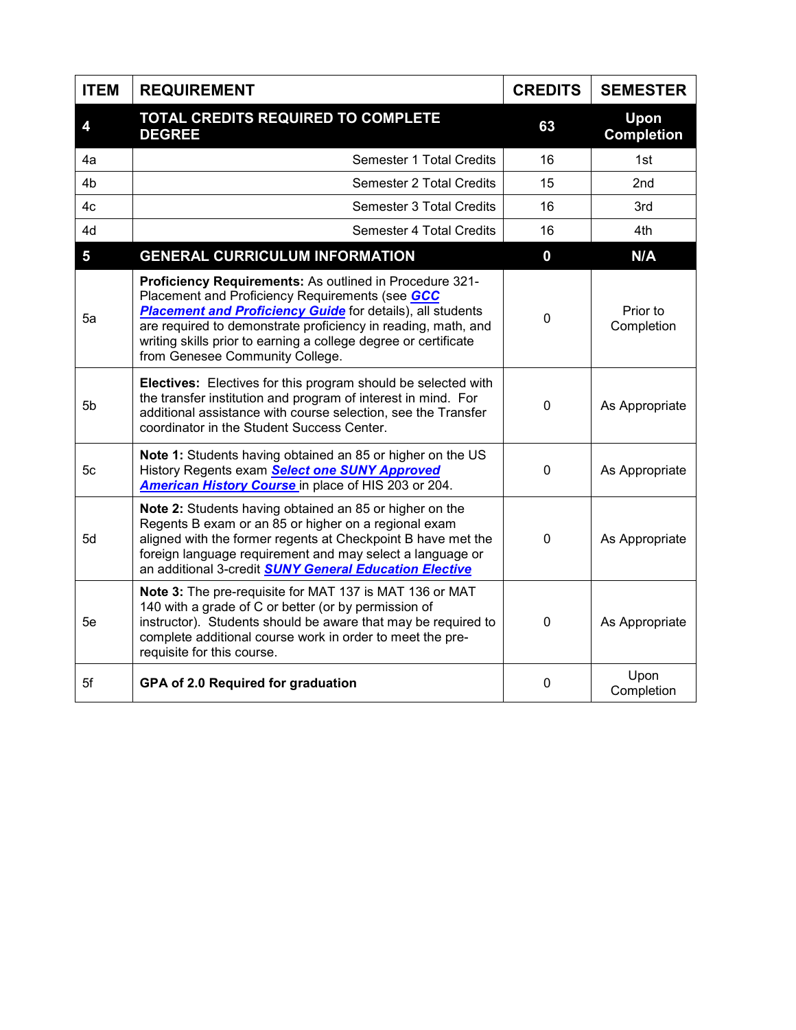| ITEM | REQUIREMENT | CREDITS | SEMESTER |
|---|---|---|---|
| **4** | **TOTAL CREDITS REQUIRED TO COMPLETE DEGREE** | **63** | **Upon Completion** |
| 4a | Semester 1 Total Credits | 16 | 1st |
| 4b | Semester 2 Total Credits | 15 | 2nd |
| 4c | Semester 3 Total Credits | 16 | 3rd |
| 4d | Semester 4 Total Credits | 16 | 4th |
| **5** | **GENERAL CURRICULUM INFORMATION** | **0** | **N/A** |
| 5a | **Proficiency Requirements:** As outlined in Procedure 321-Placement and Proficiency Requirements (see ***GCC Placement and Proficiency Guide*** for details), all students are required to demonstrate proficiency in reading, math, and writing skills prior to earning a college degree or certificate from Genesee Community College. | 0 | Prior to Completion |
| 5b | **Electives:** Electives for this program should be selected with the transfer institution and program of interest in mind. For additional assistance with course selection, see the Transfer coordinator in the Student Success Center. | 0 | As Appropriate |
| 5c | **Note 1:** Students having obtained an 85 or higher on the US History Regents exam ***Select one SUNY Approved American History Course*** in place of HIS 203 or 204. | 0 | As Appropriate |
| 5d | **Note 2:** Students having obtained an 85 or higher on the Regents B exam or an 85 or higher on a regional exam aligned with the former regents at Checkpoint B have met the foreign language requirement and may select a language or an additional 3-credit ***SUNY General Education Elective*** | 0 | As Appropriate |
| 5e | **Note 3:** The pre-requisite for MAT 137 is MAT 136 or MAT 140 with a grade of C or better (or by permission of instructor). Students should be aware that may be required to complete additional course work in order to meet the pre-requisite for this course. | 0 | As Appropriate |
| 5f | **GPA of 2.0 Required for graduation** | 0 | Upon Completion |